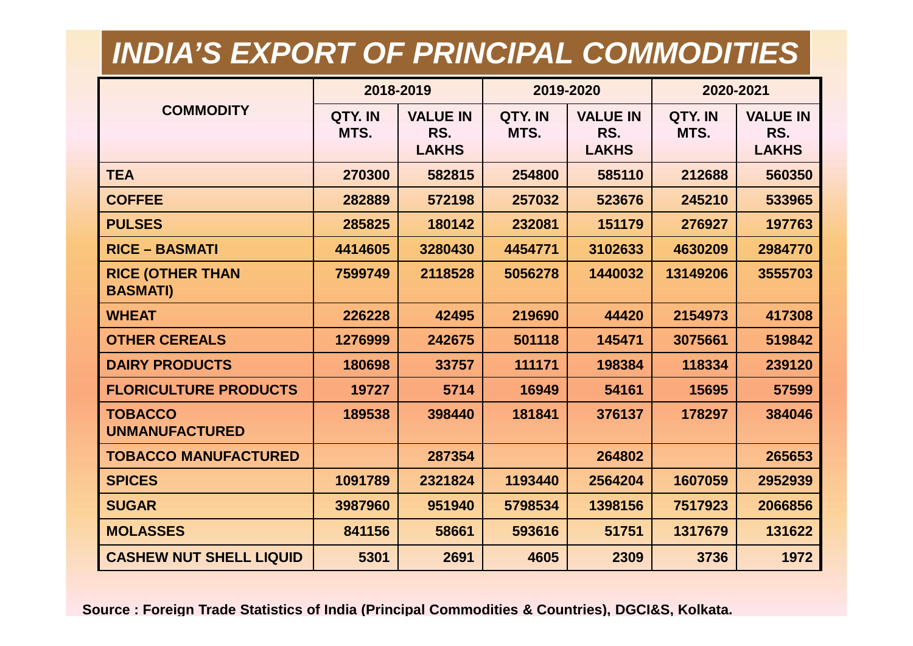# INDIA'S EXPORT OF PRINCIPAL COMMODITIES

| COMMODITY | 2018-2019 | | 2019-2020 | | 2020-2021 | |
|---|---|---|---|---|---|---|
| | QTY. IN MTS. | VALUE IN RS. LAKHS | QTY. IN MTS. | VALUE IN RS. LAKHS | QTY. IN MTS. | VALUE IN RS. LAKHS |
| **TEA** | 270300 | 582815 | 254800 | 585110 | 212688 | 560350 |
| **COFFEE** | 282889 | 572198 | 257032 | 523676 | 245210 | 533965 |
| **PULSES** | 285825 | 180142 | 232081 | 151179 | 276927 | 197763 |
| **RICE – BASMATI** | 4414605 | 3280430 | 4454771 | 3102633 | 4630209 | 2984770 |
| **RICE (OTHER THAN BASMATI)** | 7599749 | 2118528 | 5056278 | 1440032 | 13149206 | 3555703 |
| **WHEAT** | 226228 | 42495 | 219690 | 44420 | 2154973 | 417308 |
| **OTHER CEREALS** | 1276999 | 242675 | 501118 | 145471 | 3075661 | 519842 |
| **DAIRY PRODUCTS** | 180698 | 33757 | 111171 | 198384 | 118334 | 239120 |
| **FLORICULTURE PRODUCTS** | 19727 | 5714 | 16949 | 54161 | 15695 | 57599 |
| **TOBACCO UNMANUFACTURED** | 189538 | 398440 | 181841 | 376137 | 178297 | 384046 |
| **TOBACCO MANUFACTURED** | | 287354 | | 264802 | | 265653 |
| **SPICES** | 1091789 | 2321824 | 1193440 | 2564204 | 1607059 | 2952939 |
| **SUGAR** | 3987960 | 951940 | 5798534 | 1398156 | 7517923 | 2066856 |
| **MOLASSES** | 841156 | 58661 | 593616 | 51751 | 1317679 | 131622 |
| **CASHEW NUT SHELL LIQUID** | 5301 | 2691 | 4605 | 2309 | 3736 | 1972 |

**Source : Foreign Trade Statistics of India (Principal Commodities & Countries), DGCI&S, Kolkata.**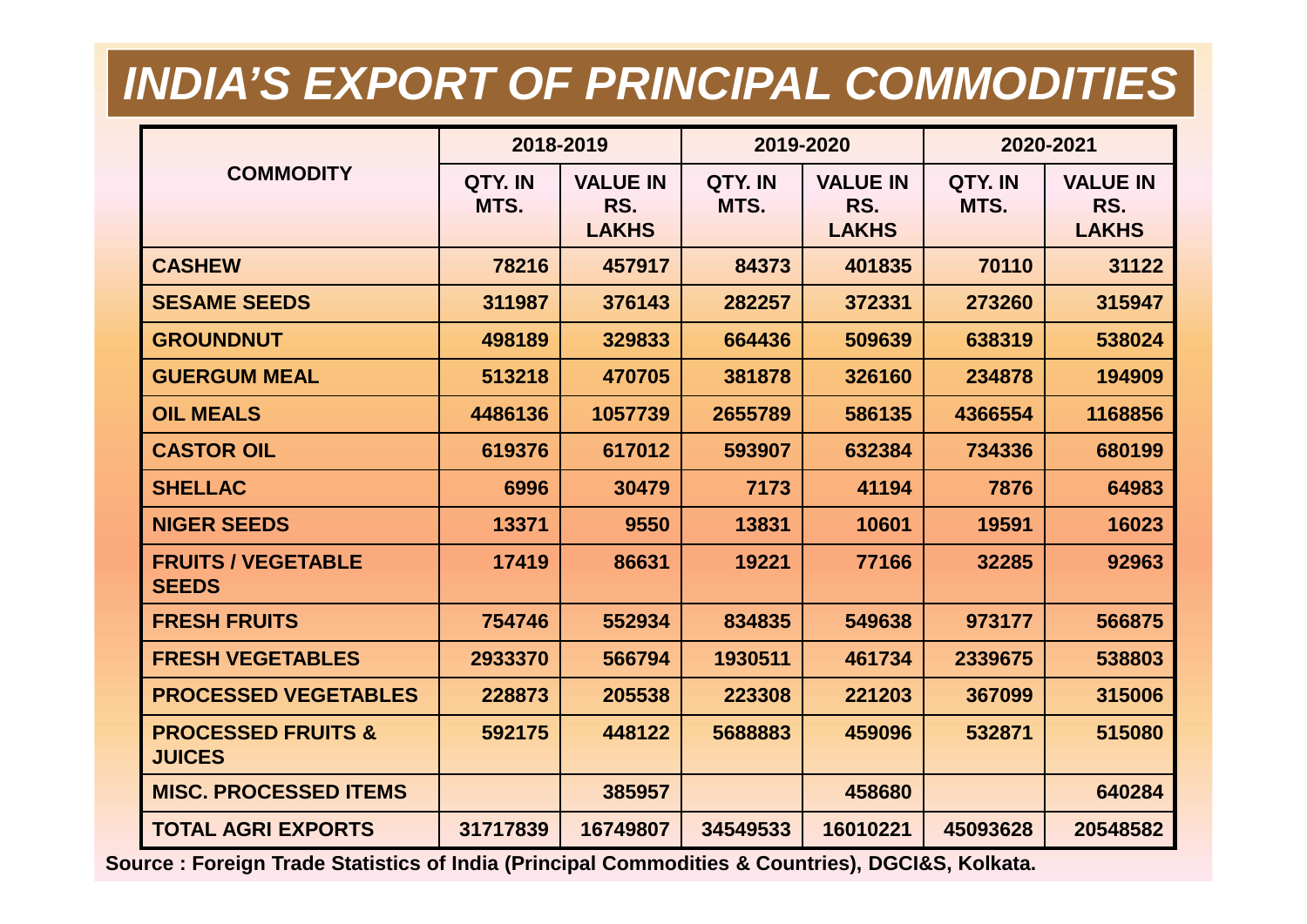# INDIA'S EXPORT OF PRINCIPAL COMMODITIES

| COMMODITY | 2018-2019 | | 2019-2020 | | 2020-2021 | |
|---|---|---|---|---|---|---|
| | QTY. IN MTS. | VALUE IN RS. LAKHS | QTY. IN MTS. | VALUE IN RS. LAKHS | QTY. IN MTS. | VALUE IN RS. LAKHS |
| CASHEW | 78216 | 457917 | 84373 | 401835 | 70110 | 31122 |
| SESAME SEEDS | 311987 | 376143 | 282257 | 372331 | 273260 | 315947 |
| GROUNDNUT | 498189 | 329833 | 664436 | 509639 | 638319 | 538024 |
| GUERGUM MEAL | 513218 | 470705 | 381878 | 326160 | 234878 | 194909 |
| OIL MEALS | 4486136 | 1057739 | 2655789 | 586135 | 4366554 | 1168856 |
| CASTOR OIL | 619376 | 617012 | 593907 | 632384 | 734336 | 680199 |
| SHELLAC | 6996 | 30479 | 7173 | 41194 | 7876 | 64983 |
| NIGER SEEDS | 13371 | 9550 | 13831 | 10601 | 19591 | 16023 |
| FRUITS / VEGETABLE SEEDS | 17419 | 86631 | 19221 | 77166 | 32285 | 92963 |
| FRESH FRUITS | 754746 | 552934 | 834835 | 549638 | 973177 | 566875 |
| FRESH VEGETABLES | 2933370 | 566794 | 1930511 | 461734 | 2339675 | 538803 |
| PROCESSED VEGETABLES | 228873 | 205538 | 223308 | 221203 | 367099 | 315006 |
| PROCESSED FRUITS & JUICES | 592175 | 448122 | 5688883 | 459096 | 532871 | 515080 |
| MISC. PROCESSED ITEMS | | 385957 | | 458680 | | 640284 |
| TOTAL AGRI EXPORTS | 31717839 | 16749807 | 34549533 | 16010221 | 45093628 | 20548582 |

**Source : Foreign Trade Statistics of India (Principal Commodities & Countries), DGCI&S, Kolkata.**